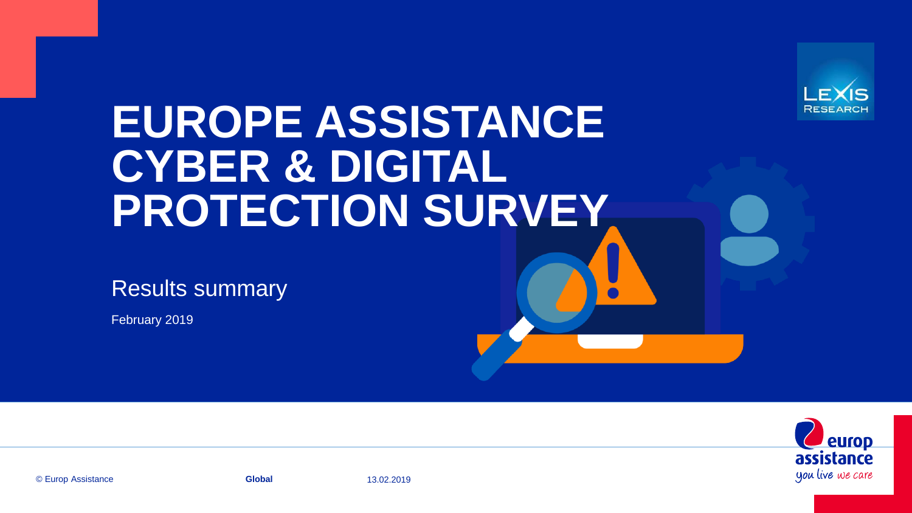# EUROPE ASSISTANCE CYBER & DIGITAL PROTECTION SURVEY

## Results summary

February 2019

© Europ Assistance    **Global**    13.02.2019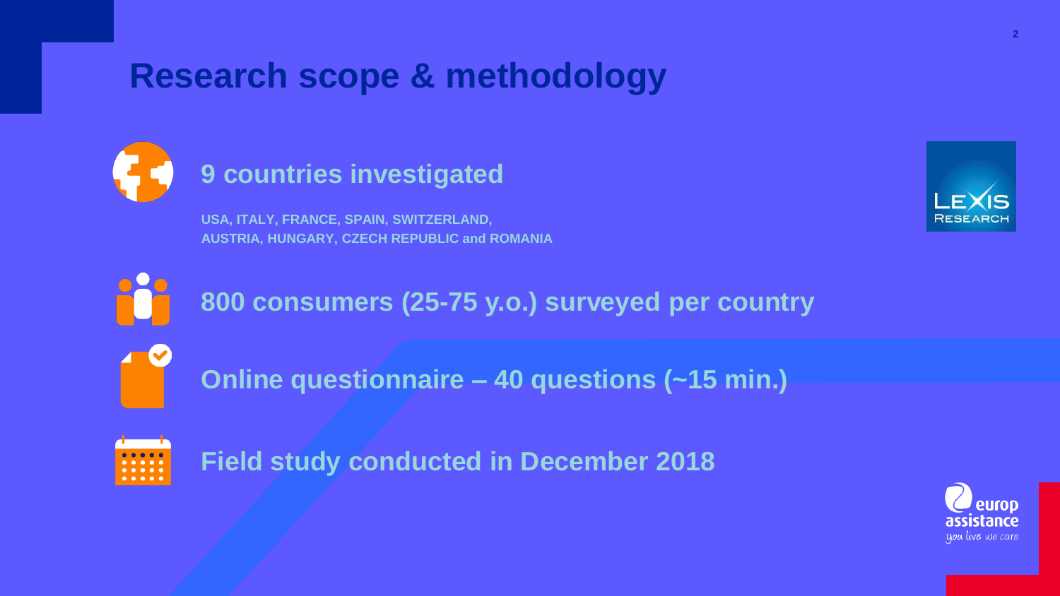# Research scope & methodology

## 9 countries investigated

**USA, ITALY, FRANCE, SPAIN, SWITZERLAND, AUSTRIA, HUNGARY, CZECH REPUBLIC and ROMANIA**

## 800 consumers (25-75 y.o.) surveyed per country

## Online questionnaire – 40 questions (~15 min.)

## Field study conducted in December 2018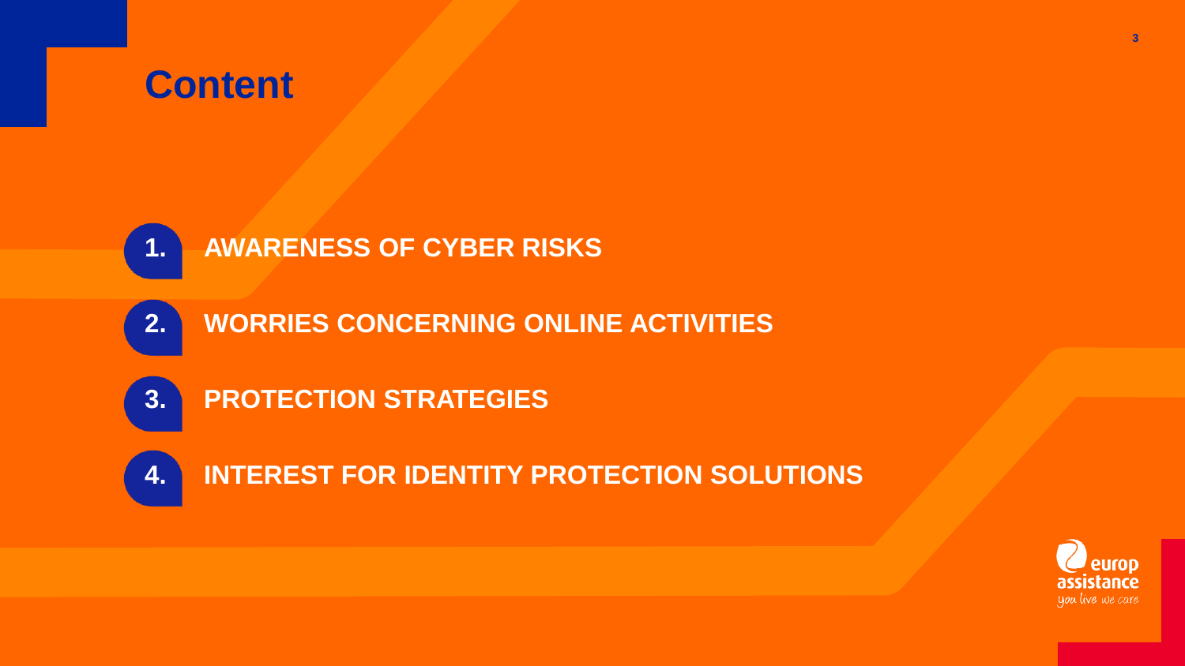# Content

1. AWARENESS OF CYBER RISKS
2. WORRIES CONCERNING ONLINE ACTIVITIES
3. PROTECTION STRATEGIES
4. INTEREST FOR IDENTITY PROTECTION SOLUTIONS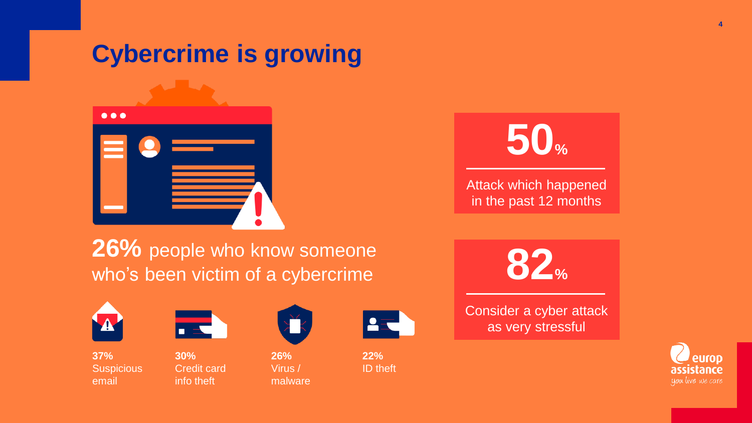# Cybercrime is growing

**26%** people who know someone who's been victim of a cybercrime

**37%**
Suspicious email

**30%**
Credit card info theft

**26%**
Virus / malware

**22%**
ID theft

**50%**

Attack which happened in the past 12 months

**82%**

Consider a cyber attack as very stressful

europ assistance
you live we care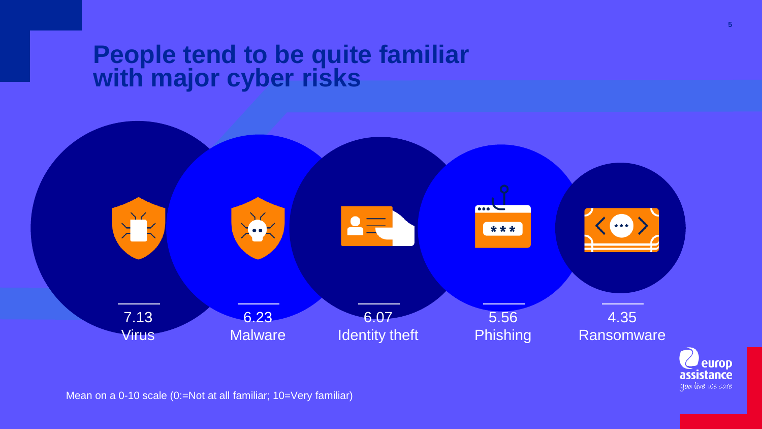# People tend to be quite familiar with major cyber risks

7.13
Virus

6.23
Malware

6.07
Identity theft

5.56
Phishing

4.35
Ransomware

Mean on a 0-10 scale (0:=Not at all familiar; 10=Very familiar)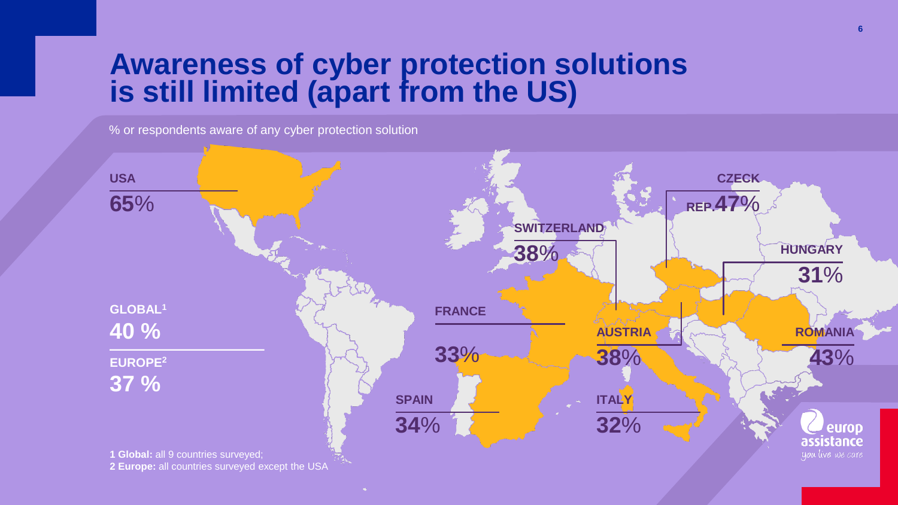# Awareness of cyber protection solutions is still limited (apart from the US)

% or respondents aware of any cyber protection solution

| Country | % |
|---|---|
| USA | 65% |
| Czeck Rep. | 47% |
| Switzerland | 38% |
| Hungary | 31% |
| France | 33% |
| Austria | 38% |
| Romania | 43% |
| Spain | 34% |
| Italy | 32% |

**GLOBAL[1]**
**40 %**

**EUROPE[2]**
**37 %**

**1 Global:** all 9 countries surveyed;
**2 Europe:** all countries surveyed except the USA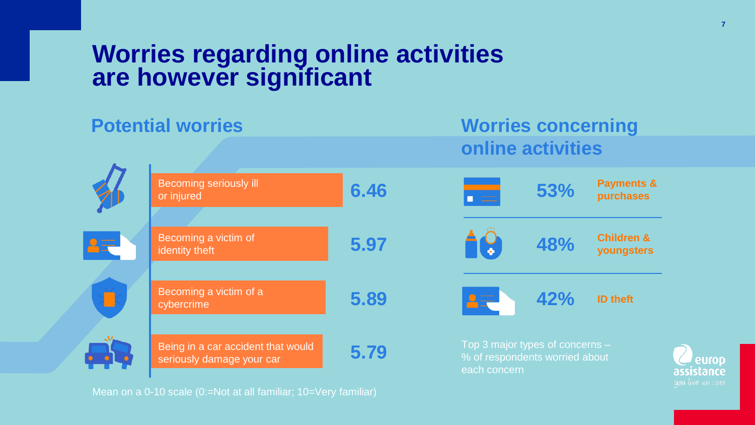# Worries regarding online activities are however significant

## Potential worries

| Worry | Mean |
| --- | --- |
| Becoming seriously ill or injured | 6.46 |
| Becoming a victim of identity theft | 5.97 |
| Becoming a victim of a cybercrime | 5.89 |
| Being in a car accident that would seriously damage your car | 5.79 |

Mean on a 0-10 scale (0:=Not at all familiar; 10=Very familiar)

## Worries concerning online activities

| % | Concern |
| --- | --- |
| 53% | Payments & purchases |
| 48% | Children & youngsters |
| 42% | ID theft |

Top 3 major types of concerns – % of respondents worried about each concern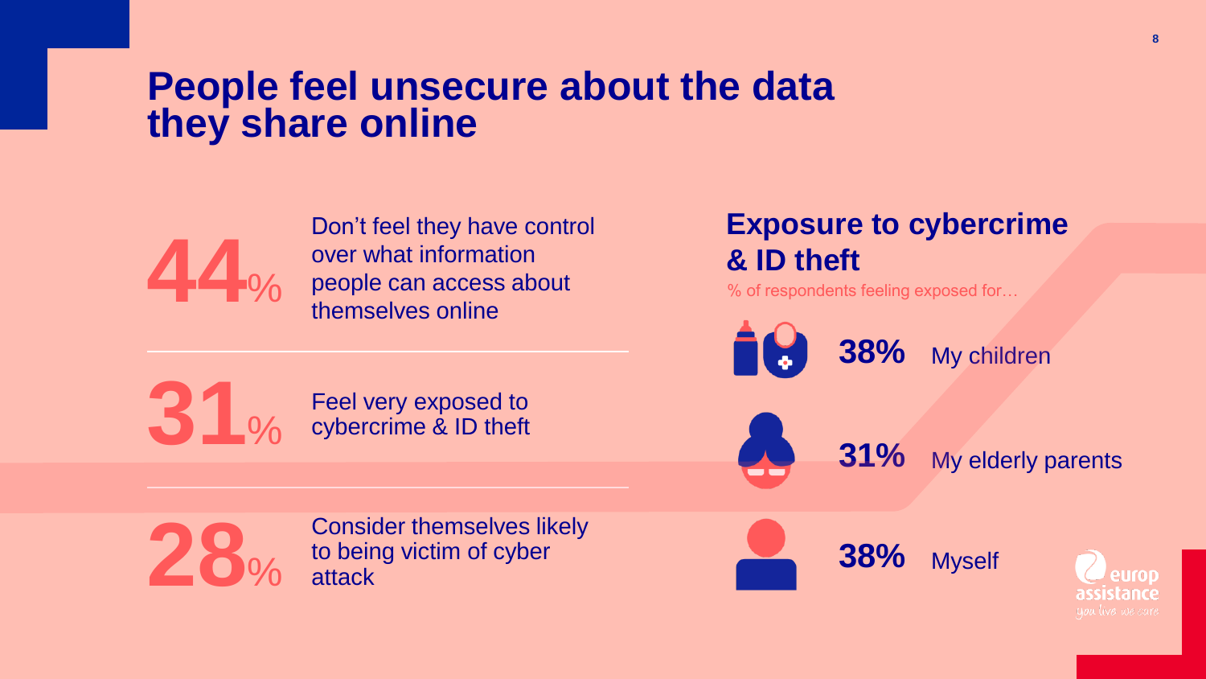# People feel unsecure about the data they share online

**44%** Don't feel they have control over what information people can access about themselves online

**31%** Feel very exposed to cybercrime & ID theft

**28%** Consider themselves likely to being victim of cyber attack

## Exposure to cybercrime & ID theft

% of respondents feeling exposed for…

**38%** My children

**31%** My elderly parents

**38%** Myself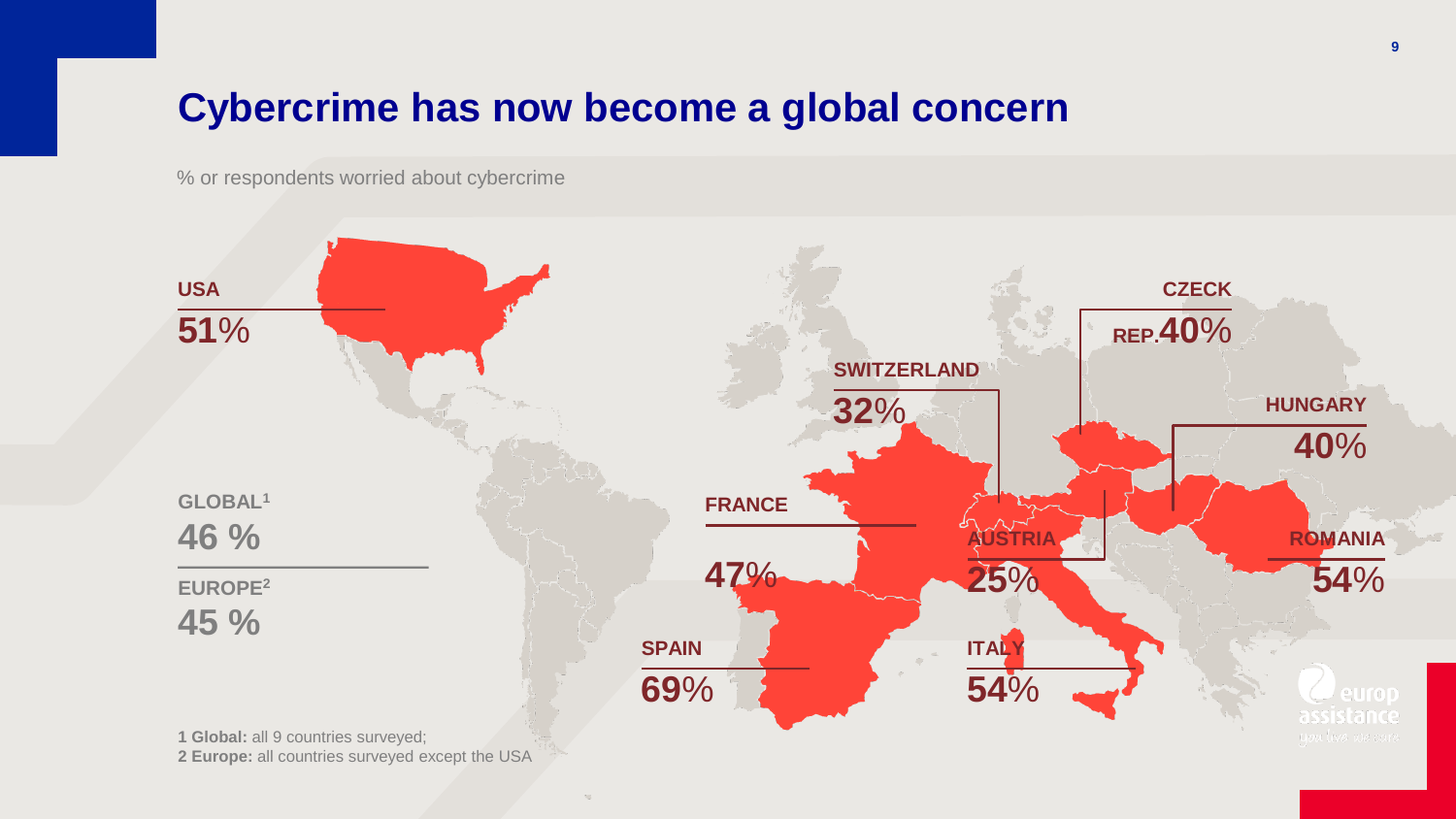# Cybercrime has now become a global concern

% or respondents worried about cybercrime

| Country | % |
| --- | --- |
| USA | 51% |
| SWITZERLAND | 32% |
| CZECK REP. | 40% |
| HUNGARY | 40% |
| FRANCE | 47% |
| AUSTRIA | 25% |
| ROMANIA | 54% |
| SPAIN | 69% |
| ITALY | 54% |

**GLOBAL[1]**
**46 %**

**EUROPE[2]**
**45 %**

**1 Global:** all 9 countries surveyed;
**2 Europe:** all countries surveyed except the USA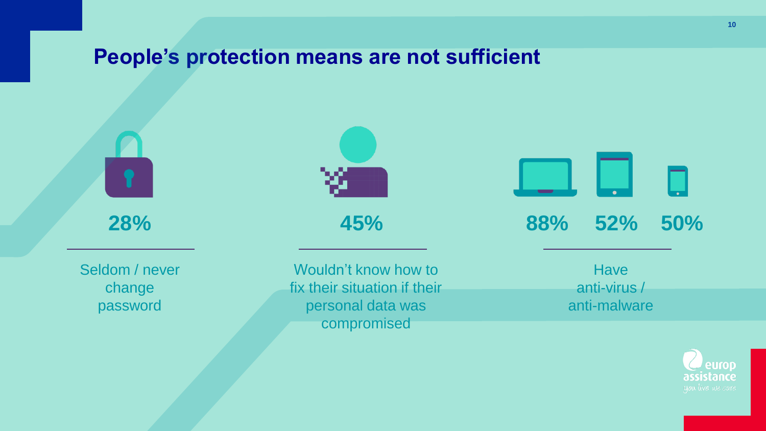# People's protection means are not sufficient

**28%**

Seldom / never change password

**45%**

Wouldn't know how to fix their situation if their personal data was compromised

**88% 52% 50%**

Have anti-virus / anti-malware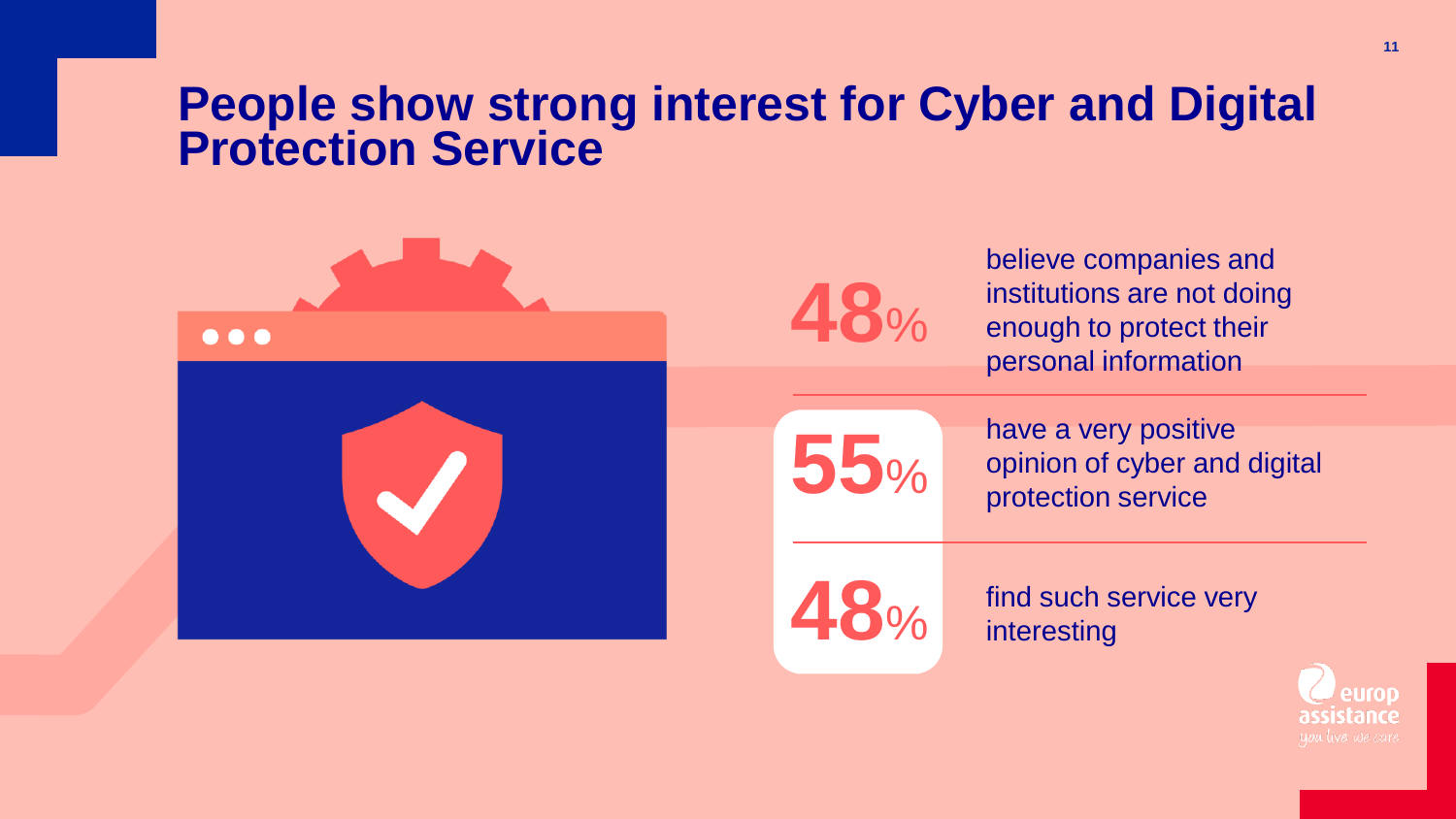# People show strong interest for Cyber and Digital Protection Service

**48%** believe companies and institutions are not doing enough to protect their personal information

**55%** have a very positive opinion of cyber and digital protection service

**48%** find such service very interesting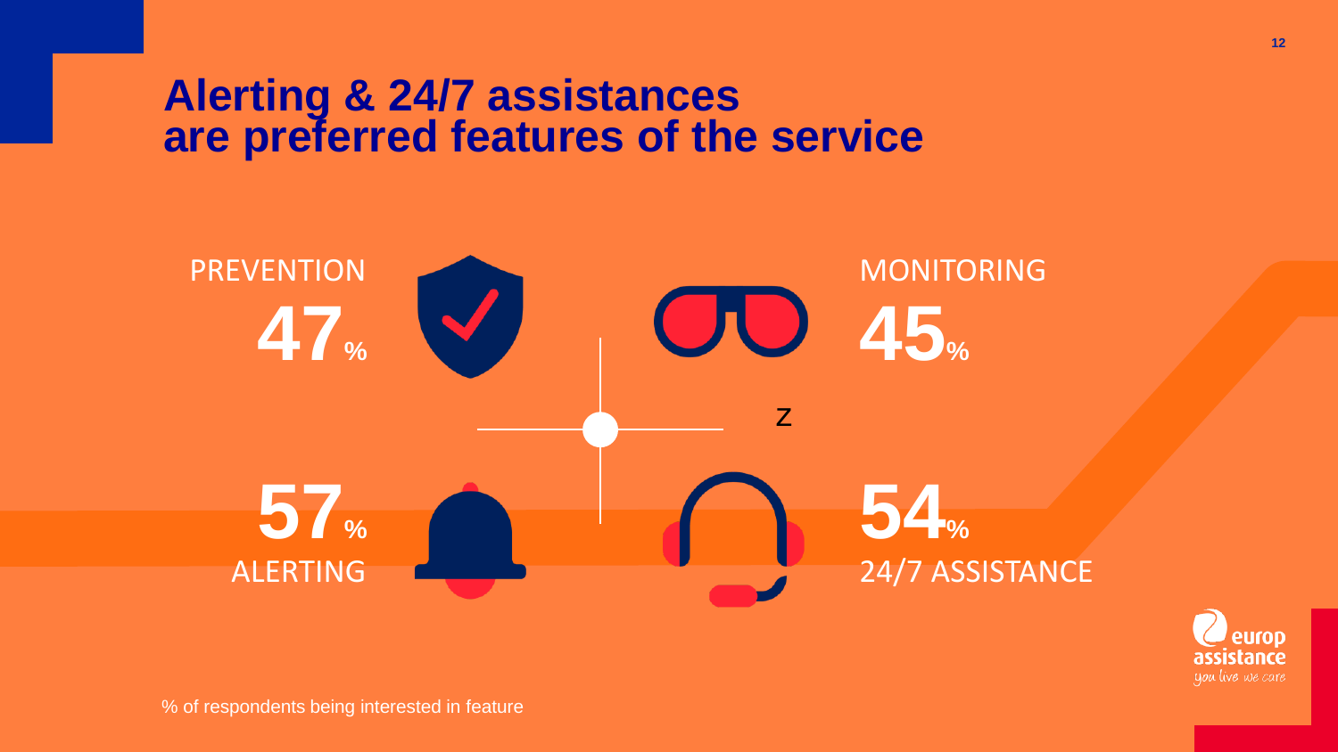# Alerting & 24/7 assistances are preferred features of the service

PREVENTION
**47%**

MONITORING
**45%**

z

**57%**
ALERTING

**54%**
24/7 ASSISTANCE

% of respondents being interested in feature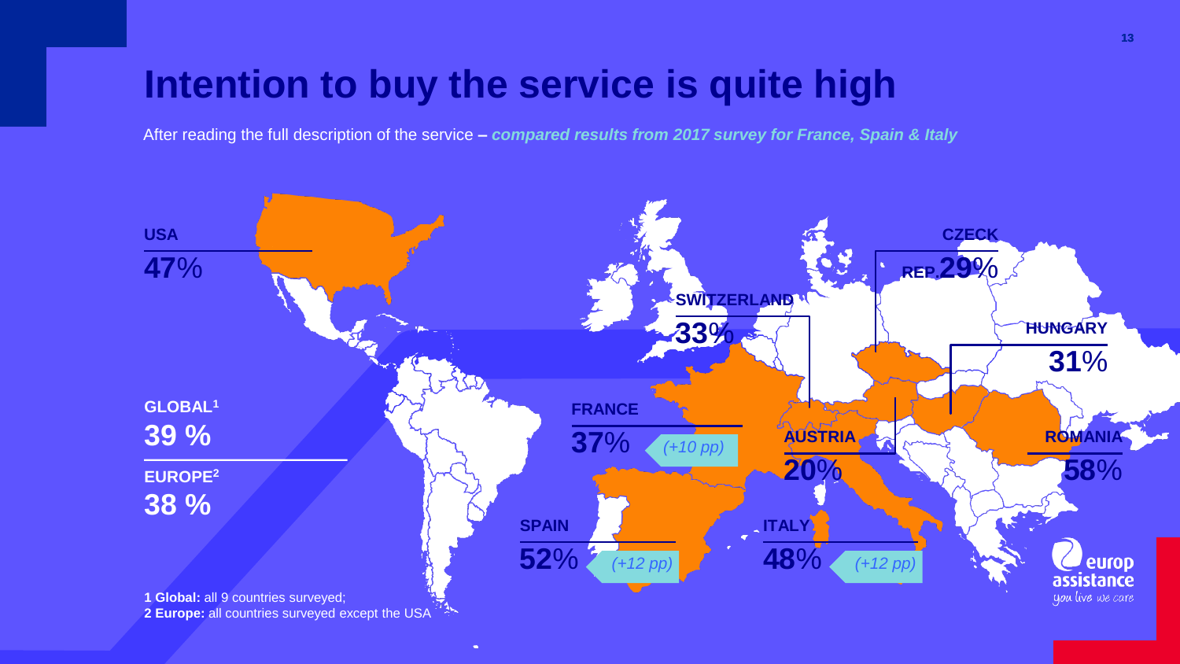# Intention to buy the service is quite high

After reading the full description of the service – ***compared results from 2017 survey for France, Spain & Italy***

**USA**
**47**%

**GLOBAL**[1]
**39 %**

**EUROPE**[2]
**38 %**

**FRANCE**
**37**% *(+10 pp)*

**SPAIN**
**52**% *(+12 pp)*

**ITALY**
**48**% *(+12 pp)*

**SWITZERLAND**
**33**%

**AUSTRIA**
**20**%

**CZECK REP.**
**29**%

**HUNGARY**
**31**%

**ROMANIA**
**58**%

**1 Global:** all 9 countries surveyed;
**2 Europe:** all countries surveyed except the USA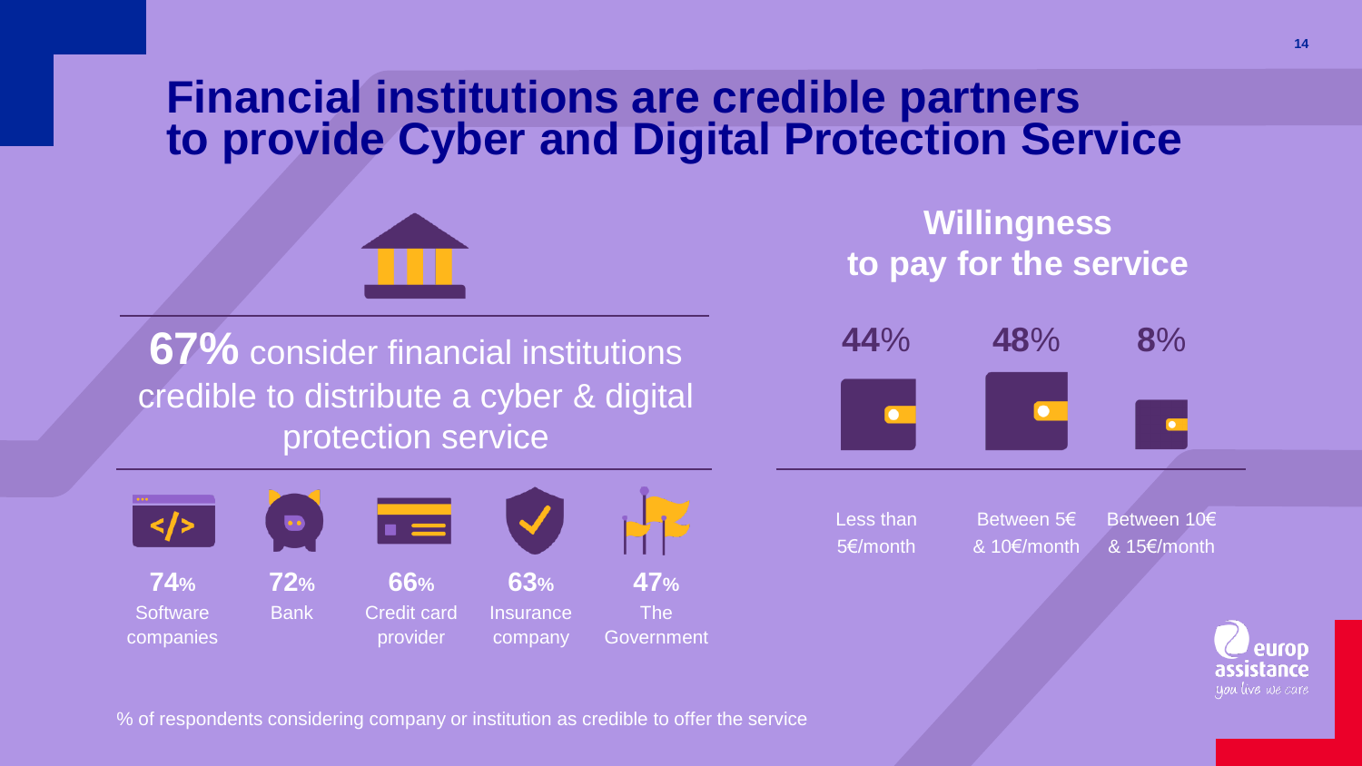# Financial institutions are credible partners to provide Cyber and Digital Protection Service

**67%** consider financial institutions credible to distribute a cyber & digital protection service

| 74% | 72% | 66% | 63% | 47% |
|---|---|---|---|---|
| Software companies | Bank | Credit card provider | Insurance company | The Government |

% of respondents considering company or institution as credible to offer the service

## Willingness to pay for the service

| 44% | 48% | 8% |
|---|---|---|
| Less than 5€/month | Between 5€ & 10€/month | Between 10€ & 15€/month |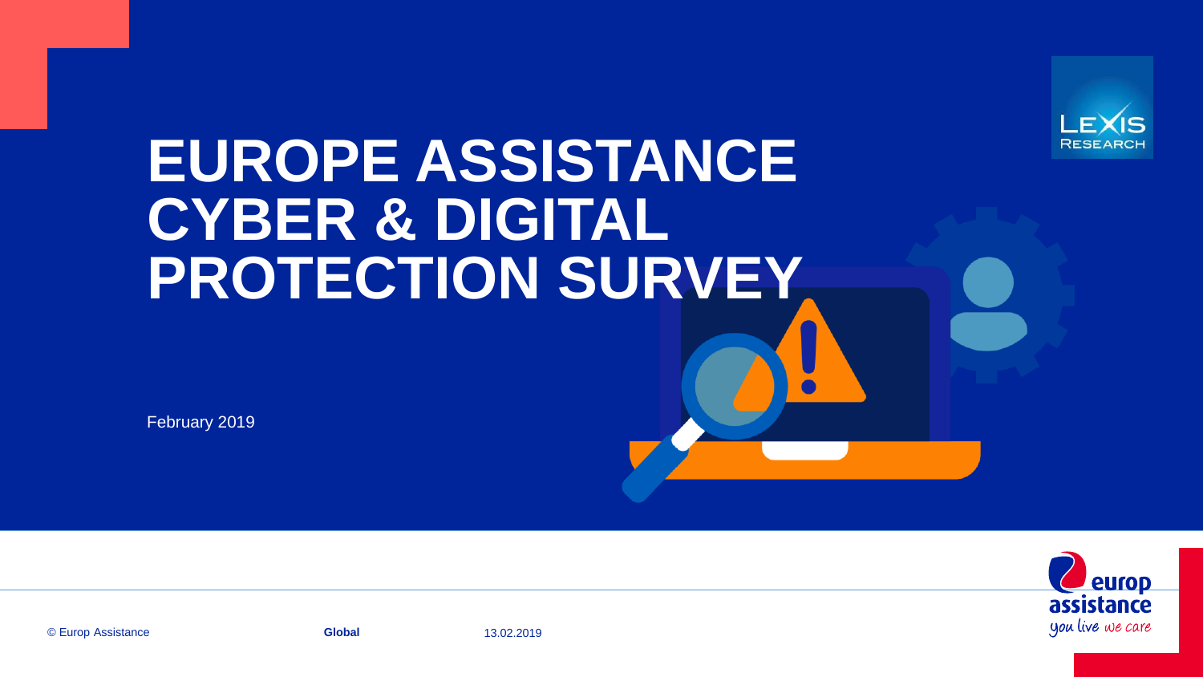# EUROPE ASSISTANCE CYBER & DIGITAL PROTECTION SURVEY

February 2019

© Europ Assistance

**Global**

13.02.2019